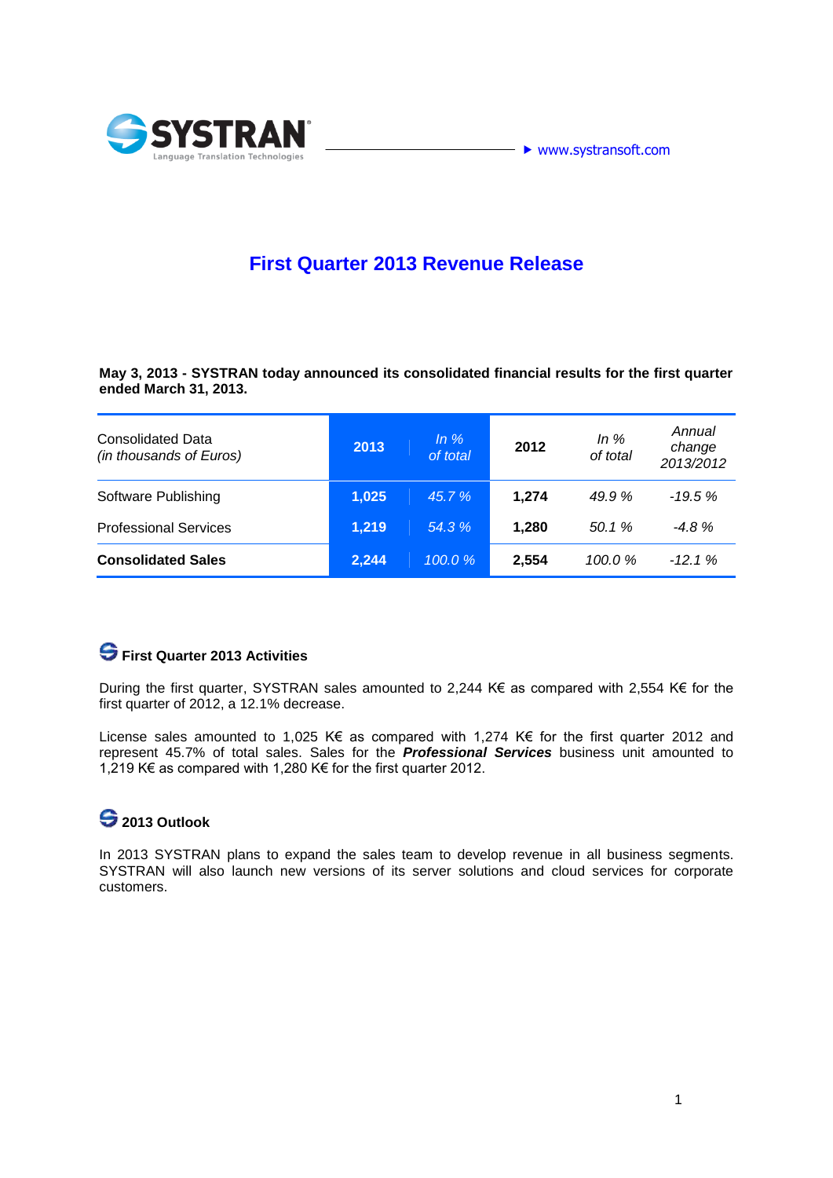SYSTRAN

Language Translation Technologies

www.systransoft.com

# First Quarter 2013 Revenue Release

**May 3, 2013 - SYSTRAN today announced its consolidated financial results for the first quarter ended March 31, 2013.**

| Consolidated Data *(in thousands of Euros)* | 2013 | *In % of total* | 2012 | *In % of total* | *Annual change 2013/2012* |
|---|---|---|---|---|---|
| Software Publishing | **1,025** | *45.7 %* | **1,274** | *49.9 %* | *-19.5 %* |
| Professional Services | **1,219** | *54.3 %* | **1,280** | *50.1 %* | *-4.8 %* |
| **Consolidated Sales** | **2,244** | *100.0 %* | **2,554** | *100.0 %* | *-12.1 %* |

## First Quarter 2013 Activities

During the first quarter, SYSTRAN sales amounted to 2,244 K€ as compared with 2,554 K€ for the first quarter of 2012, a 12.1% decrease.

License sales amounted to 1,025 K€ as compared with 1,274 K€ for the first quarter 2012 and represent 45.7% of total sales. Sales for the ***Professional Services*** business unit amounted to 1,219 K€ as compared with 1,280 K€ for the first quarter 2012.

## 2013 Outlook

In 2013 SYSTRAN plans to expand the sales team to develop revenue in all business segments. SYSTRAN will also launch new versions of its server solutions and cloud services for corporate customers.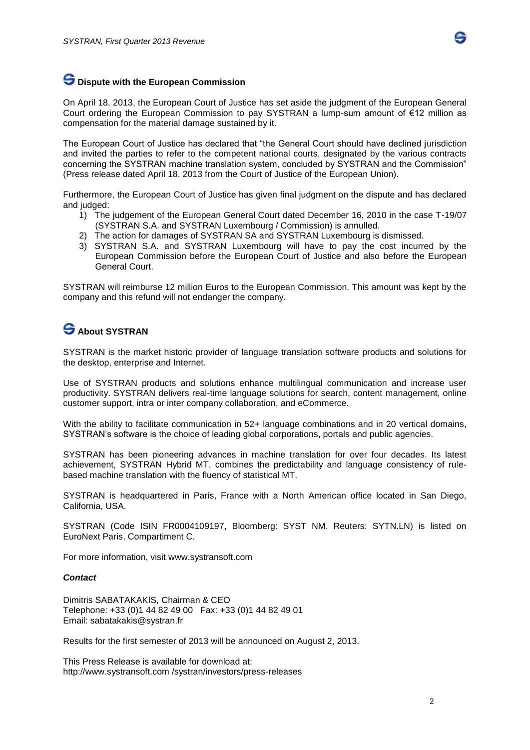## Dispute with the European Commission

On April 18, 2013, the European Court of Justice has set aside the judgment of the European General Court ordering the European Commission to pay SYSTRAN a lump-sum amount of €12 million as compensation for the material damage sustained by it.

The European Court of Justice has declared that "the General Court should have declined jurisdiction and invited the parties to refer to the competent national courts, designated by the various contracts concerning the SYSTRAN machine translation system, concluded by SYSTRAN and the Commission" (Press release dated April 18, 2013 from the Court of Justice of the European Union).

Furthermore, the European Court of Justice has given final judgment on the dispute and has declared and judged:

1) The judgement of the European General Court dated December 16, 2010 in the case T-19/07 (SYSTRAN S.A. and SYSTRAN Luxembourg / Commission) is annulled.
2) The action for damages of SYSTRAN SA and SYSTRAN Luxembourg is dismissed.
3) SYSTRAN S.A. and SYSTRAN Luxembourg will have to pay the cost incurred by the European Commission before the European Court of Justice and also before the European General Court.

SYSTRAN will reimburse 12 million Euros to the European Commission. This amount was kept by the company and this refund will not endanger the company.

## About SYSTRAN

SYSTRAN is the market historic provider of language translation software products and solutions for the desktop, enterprise and Internet.

Use of SYSTRAN products and solutions enhance multilingual communication and increase user productivity. SYSTRAN delivers real-time language solutions for search, content management, online customer support, intra or inter company collaboration, and eCommerce.

With the ability to facilitate communication in 52+ language combinations and in 20 vertical domains, SYSTRAN's software is the choice of leading global corporations, portals and public agencies.

SYSTRAN has been pioneering advances in machine translation for over four decades. Its latest achievement, SYSTRAN Hybrid MT, combines the predictability and language consistency of rule-based machine translation with the fluency of statistical MT.

SYSTRAN is headquartered in Paris, France with a North American office located in San Diego, California, USA.

SYSTRAN (Code ISIN FR0004109197, Bloomberg: SYST NM, Reuters: SYTN.LN) is listed on EuroNext Paris, Compartiment C.

For more information, visit www.systransoft.com

***Contact***

Dimitris SABATAKAKIS, Chairman & CEO
Telephone: +33 (0)1 44 82 49 00 Fax: +33 (0)1 44 82 49 01
Email: sabatakakis@systran.fr

Results for the first semester of 2013 will be announced on August 2, 2013.

This Press Release is available for download at:
http://www.systransoft.com /systran/investors/press-releases